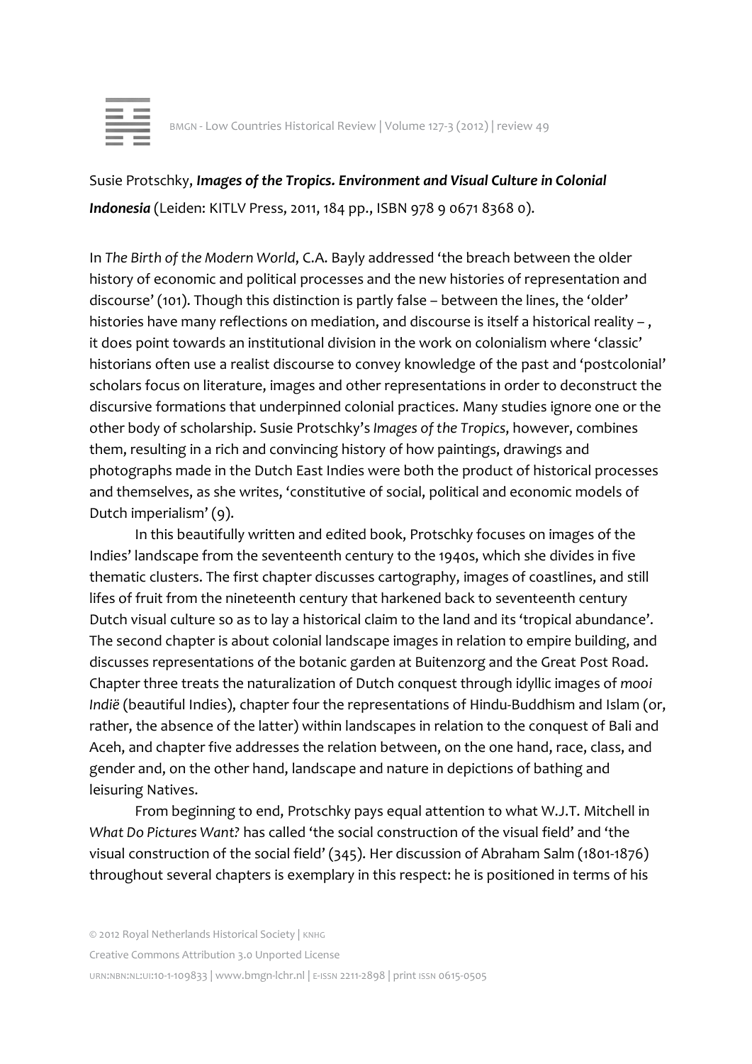Susie Protschky, ***Images of the Tropics. Environment and Visual Culture in Colonial Indonesia*** (Leiden: KITLV Press, 2011, 184 pp., ISBN 978 9 0671 8368 0).

In *The Birth of the Modern World*, C.A. Bayly addressed 'the breach between the older history of economic and political processes and the new histories of representation and discourse' (101). Though this distinction is partly false – between the lines, the 'older' histories have many reflections on mediation, and discourse is itself a historical reality – , it does point towards an institutional division in the work on colonialism where 'classic' historians often use a realist discourse to convey knowledge of the past and 'postcolonial' scholars focus on literature, images and other representations in order to deconstruct the discursive formations that underpinned colonial practices. Many studies ignore one or the other body of scholarship. Susie Protschky's *Images of the Tropics*, however, combines them, resulting in a rich and convincing history of how paintings, drawings and photographs made in the Dutch East Indies were both the product of historical processes and themselves, as she writes, 'constitutive of social, political and economic models of Dutch imperialism' (9).

In this beautifully written and edited book, Protschky focuses on images of the Indies' landscape from the seventeenth century to the 1940s, which she divides in five thematic clusters. The first chapter discusses cartography, images of coastlines, and still lifes of fruit from the nineteenth century that harkened back to seventeenth century Dutch visual culture so as to lay a historical claim to the land and its 'tropical abundance'. The second chapter is about colonial landscape images in relation to empire building, and discusses representations of the botanic garden at Buitenzorg and the Great Post Road. Chapter three treats the naturalization of Dutch conquest through idyllic images of *mooi Indië* (beautiful Indies), chapter four the representations of Hindu-Buddhism and Islam (or, rather, the absence of the latter) within landscapes in relation to the conquest of Bali and Aceh, and chapter five addresses the relation between, on the one hand, race, class, and gender and, on the other hand, landscape and nature in depictions of bathing and leisuring Natives.

From beginning to end, Protschky pays equal attention to what W.J.T. Mitchell in *What Do Pictures Want?* has called 'the social construction of the visual field' and 'the visual construction of the social field' (345). Her discussion of Abraham Salm (1801-1876) throughout several chapters is exemplary in this respect: he is positioned in terms of his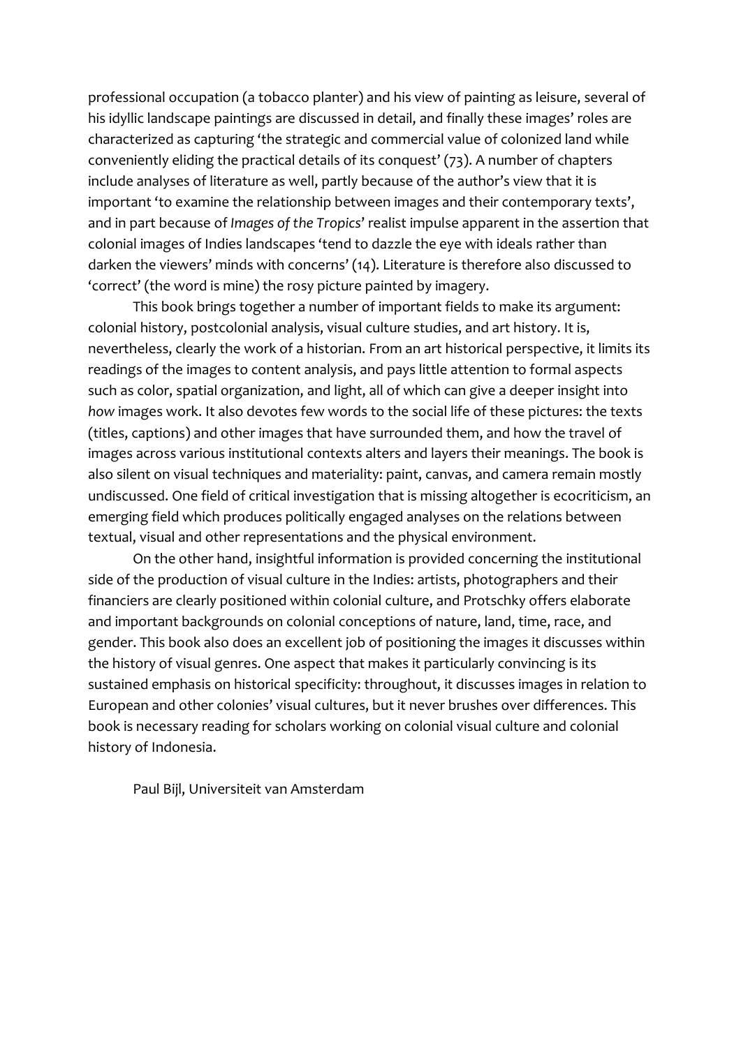professional occupation (a tobacco planter) and his view of painting as leisure, several of his idyllic landscape paintings are discussed in detail, and finally these images' roles are characterized as capturing 'the strategic and commercial value of colonized land while conveniently eliding the practical details of its conquest' (73). A number of chapters include analyses of literature as well, partly because of the author's view that it is important 'to examine the relationship between images and their contemporary texts', and in part because of *Images of the Tropics*' realist impulse apparent in the assertion that colonial images of Indies landscapes 'tend to dazzle the eye with ideals rather than darken the viewers' minds with concerns' (14). Literature is therefore also discussed to 'correct' (the word is mine) the rosy picture painted by imagery.

This book brings together a number of important fields to make its argument: colonial history, postcolonial analysis, visual culture studies, and art history. It is, nevertheless, clearly the work of a historian. From an art historical perspective, it limits its readings of the images to content analysis, and pays little attention to formal aspects such as color, spatial organization, and light, all of which can give a deeper insight into *how* images work. It also devotes few words to the social life of these pictures: the texts (titles, captions) and other images that have surrounded them, and how the travel of images across various institutional contexts alters and layers their meanings. The book is also silent on visual techniques and materiality: paint, canvas, and camera remain mostly undiscussed. One field of critical investigation that is missing altogether is ecocriticism, an emerging field which produces politically engaged analyses on the relations between textual, visual and other representations and the physical environment.

On the other hand, insightful information is provided concerning the institutional side of the production of visual culture in the Indies: artists, photographers and their financiers are clearly positioned within colonial culture, and Protschky offers elaborate and important backgrounds on colonial conceptions of nature, land, time, race, and gender. This book also does an excellent job of positioning the images it discusses within the history of visual genres. One aspect that makes it particularly convincing is its sustained emphasis on historical specificity: throughout, it discusses images in relation to European and other colonies' visual cultures, but it never brushes over differences. This book is necessary reading for scholars working on colonial visual culture and colonial history of Indonesia.

Paul Bijl, Universiteit van Amsterdam